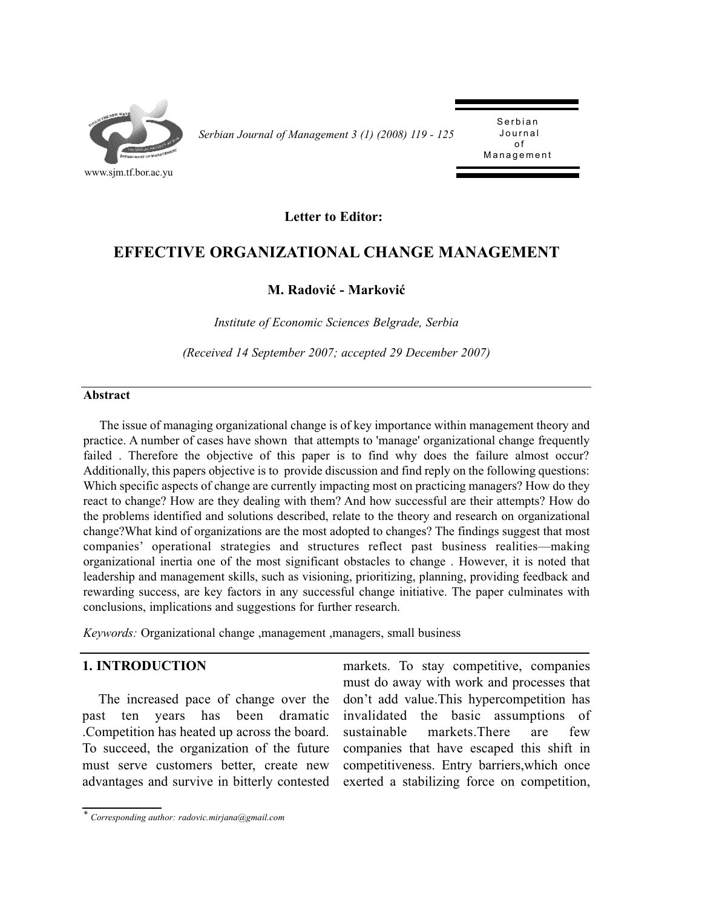Letter to Editor:

# EFFECTIVE ORGANIZATIONAL CHANGE MANAGEMENT

**M. Radović - Marković**

*Institute of Economic Sciences Belgrade, Serbia*

*(Received 14 September 2007; accepted 29 December 2007)*

## Abstract

The issue of managing organizational change is of key importance within management theory and practice. A number of cases have shown that attempts to 'manage' organizational change frequently failed . Therefore the objective of this paper is to find why does the failure almost occur? Additionally, this papers objective is to provide discussion and find reply on the following questions: Which specific aspects of change are currently impacting most on practicing managers? How do they react to change? How are they dealing with them? And how successful are their attempts? How do the problems identified and solutions described, relate to the theory and research on organizational change?What kind of organizations are the most adopted to changes? The findings suggest that most companies' operational strategies and structures reflect past business realities—making organizational inertia one of the most significant obstacles to change . However, it is noted that leadership and management skills, such as visioning, prioritizing, planning, providing feedback and rewarding success, are key factors in any successful change initiative. The paper culminates with conclusions, implications and suggestions for further research.

*Keywords:* Organizational change ,management ,managers, small business

## 1. INTRODUCTION

The increased pace of change over the past ten years has been dramatic .Competition has heated up across the board. To succeed, the organization of the future must serve customers better, create new advantages and survive in bitterly contested markets. To stay competitive, companies must do away with work and processes that don't add value.This hypercompetition has invalidated the basic assumptions of sustainable markets.There are few companies that have escaped this shift in competitiveness. Entry barriers,which once exerted a stabilizing force on competition,

* *Corresponding author: radovic.mirjana@gmail.com*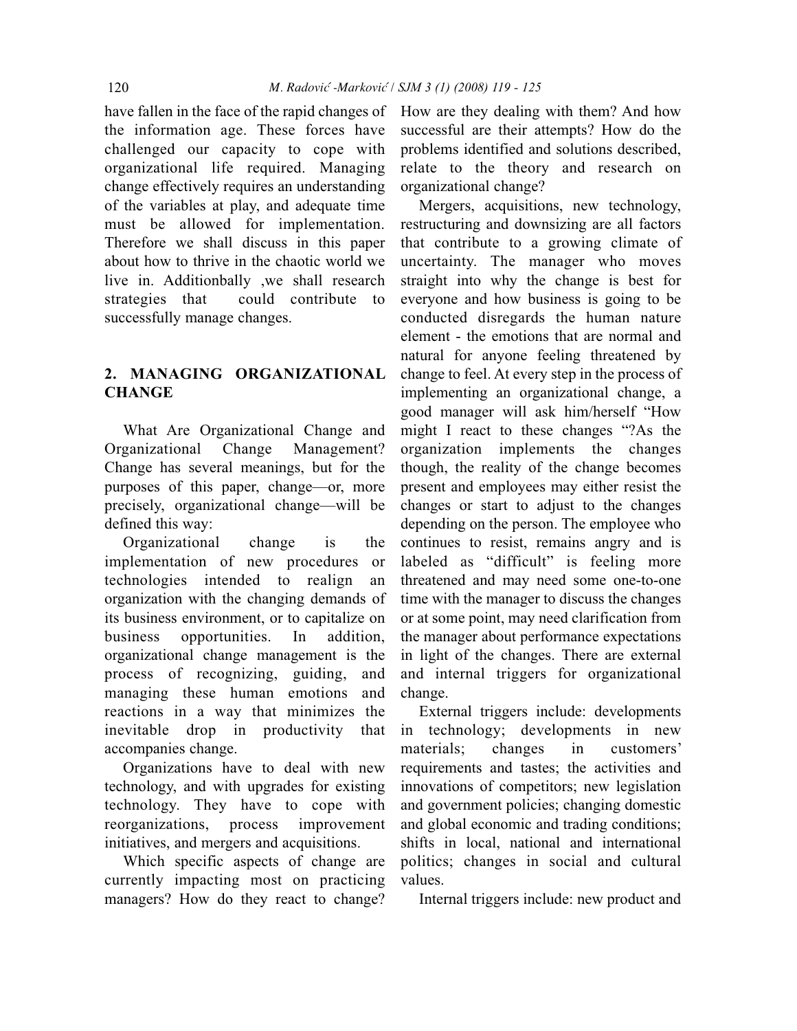have fallen in the face of the rapid changes of the information age. These forces have challenged our capacity to cope with organizational life required. Managing change effectively requires an understanding of the variables at play, and adequate time must be allowed for implementation. Therefore we shall discuss in this paper about how to thrive in the chaotic world we live in. Additionbally ,we shall research strategies that could contribute to successfully manage changes.

## 2. MANAGING ORGANIZATIONAL CHANGE

What Are Organizational Change and Organizational Change Management? Change has several meanings, but for the purposes of this paper, change—or, more precisely, organizational change—will be defined this way:

Organizational change is the implementation of new procedures or technologies intended to realign an organization with the changing demands of its business environment, or to capitalize on business opportunities. In addition, organizational change management is the process of recognizing, guiding, and managing these human emotions and reactions in a way that minimizes the inevitable drop in productivity that accompanies change.

Organizations have to deal with new technology, and with upgrades for existing technology. They have to cope with reorganizations, process improvement initiatives, and mergers and acquisitions.

Which specific aspects of change are currently impacting most on practicing managers? How do they react to change? How are they dealing with them? And how successful are their attempts? How do the problems identified and solutions described, relate to the theory and research on organizational change?

Mergers, acquisitions, new technology, restructuring and downsizing are all factors that contribute to a growing climate of uncertainty. The manager who moves straight into why the change is best for everyone and how business is going to be conducted disregards the human nature element - the emotions that are normal and natural for anyone feeling threatened by change to feel. At every step in the process of implementing an organizational change, a good manager will ask him/herself "How might I react to these changes "?As the organization implements the changes though, the reality of the change becomes present and employees may either resist the changes or start to adjust to the changes depending on the person. The employee who continues to resist, remains angry and is labeled as "difficult" is feeling more threatened and may need some one-to-one time with the manager to discuss the changes or at some point, may need clarification from the manager about performance expectations in light of the changes. There are external and internal triggers for organizational change.

External triggers include: developments in technology; developments in new materials; changes in customers' requirements and tastes; the activities and innovations of competitors; new legislation and government policies; changing domestic and global economic and trading conditions; shifts in local, national and international politics; changes in social and cultural values.

Internal triggers include: new product and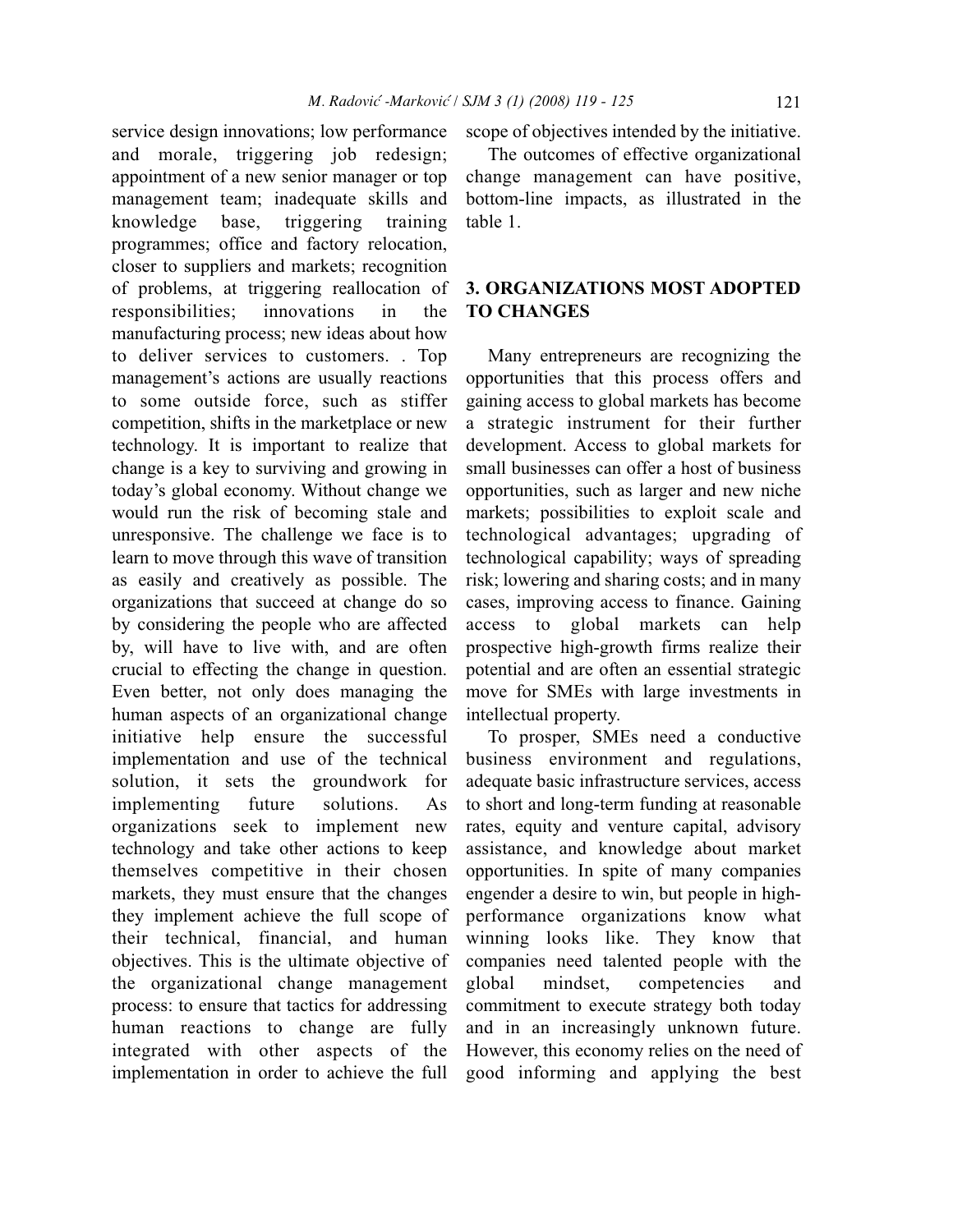service design innovations; low performance and morale, triggering job redesign; appointment of a new senior manager or top management team; inadequate skills and knowledge base, triggering training programmes; office and factory relocation, closer to suppliers and markets; recognition of problems, at triggering reallocation of responsibilities; innovations in the manufacturing process; new ideas about how to deliver services to customers. . Top management's actions are usually reactions to some outside force, such as stiffer competition, shifts in the marketplace or new technology. It is important to realize that change is a key to surviving and growing in today's global economy. Without change we would run the risk of becoming stale and unresponsive. The challenge we face is to learn to move through this wave of transition as easily and creatively as possible. The organizations that succeed at change do so by considering the people who are affected by, will have to live with, and are often crucial to effecting the change in question. Even better, not only does managing the human aspects of an organizational change initiative help ensure the successful implementation and use of the technical solution, it sets the groundwork for implementing future solutions. As organizations seek to implement new technology and take other actions to keep themselves competitive in their chosen markets, they must ensure that the changes they implement achieve the full scope of their technical, financial, and human objectives. This is the ultimate objective of the organizational change management process: to ensure that tactics for addressing human reactions to change are fully integrated with other aspects of the implementation in order to achieve the full scope of objectives intended by the initiative.

The outcomes of effective organizational change management can have positive, bottom-line impacts, as illustrated in the table 1.

## 3. ORGANIZATIONS MOST ADOPTED TO CHANGES

Many entrepreneurs are recognizing the opportunities that this process offers and gaining access to global markets has become a strategic instrument for their further development. Access to global markets for small businesses can offer a host of business opportunities, such as larger and new niche markets; possibilities to exploit scale and technological advantages; upgrading of technological capability; ways of spreading risk; lowering and sharing costs; and in many cases, improving access to finance. Gaining access to global markets can help prospective high-growth firms realize their potential and are often an essential strategic move for SMEs with large investments in intellectual property.

To prosper, SMEs need a conductive business environment and regulations, adequate basic infrastructure services, access to short and long-term funding at reasonable rates, equity and venture capital, advisory assistance, and knowledge about market opportunities. In spite of many companies engender a desire to win, but people in high-performance organizations know what winning looks like. They know that companies need talented people with the global mindset, competencies and commitment to execute strategy both today and in an increasingly unknown future. However, this economy relies on the need of good informing and applying the best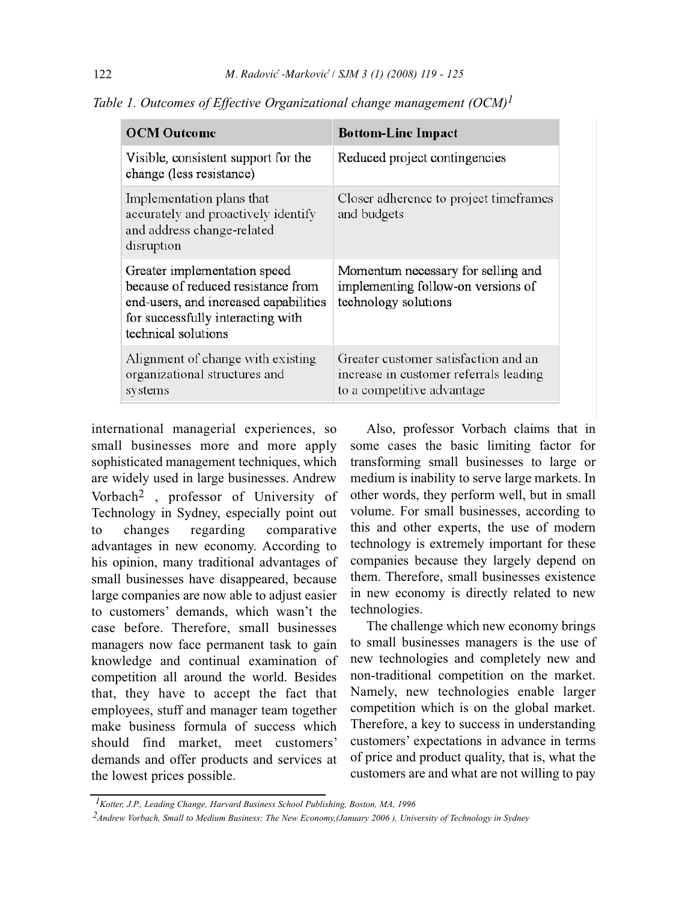*Table 1. Outcomes of Effective Organizational change management (OCM)*[1]

| OCM Outcome | Bottom-Line Impact |
|---|---|
| Visible, consistent support for the change (less resistance) | Reduced project contingencies |
| Implementation plans that accurately and proactively identify and address change-related disruption | Closer adherence to project timeframes and budgets |
| Greater implementation speed because of reduced resistance from end-users, and increased capabilities for successfully interacting with technical solutions | Momentum necessary for selling and implementing follow-on versions of technology solutions |
| Alignment of change with existing organizational structures and systems | Greater customer satisfaction and an increase in customer referrals leading to a competitive advantage |

international managerial experiences, so small businesses more and more apply sophisticated management techniques, which are widely used in large businesses. Andrew Vorbach[2] , professor of University of Technology in Sydney, especially point out to changes regarding comparative advantages in new economy. According to his opinion, many traditional advantages of small businesses have disappeared, because large companies are now able to adjust easier to customers' demands, which wasn't the case before. Therefore, small businesses managers now face permanent task to gain knowledge and continual examination of competition all around the world. Besides that, they have to accept the fact that employees, stuff and manager team together make business formula of success which should find market, meet customers' demands and offer products and services at the lowest prices possible.

Also, professor Vorbach claims that in some cases the basic limiting factor for transforming small businesses to large or medium is inability to serve large markets. In other words, they perform well, but in small volume. For small businesses, according to this and other experts, the use of modern technology is extremely important for these companies because they largely depend on them. Therefore, small businesses existence in new economy is directly related to new technologies.

The challenge which new economy brings to small businesses managers is the use of new technologies and completely new and non-traditional competition on the market. Namely, new technologies enable larger competition which is on the global market. Therefore, a key to success in understanding customers' expectations in advance in terms of price and product quality, that is, what the customers are and what are not willing to pay

[1] *Kotter, J.P., Leading Change, Harvard Business School Publishing, Boston, MA, 1996*

[2] *Andrew Vorbach, Small to Medium Business: The New Economy,(January 2006 ), University of Technology in Sydney*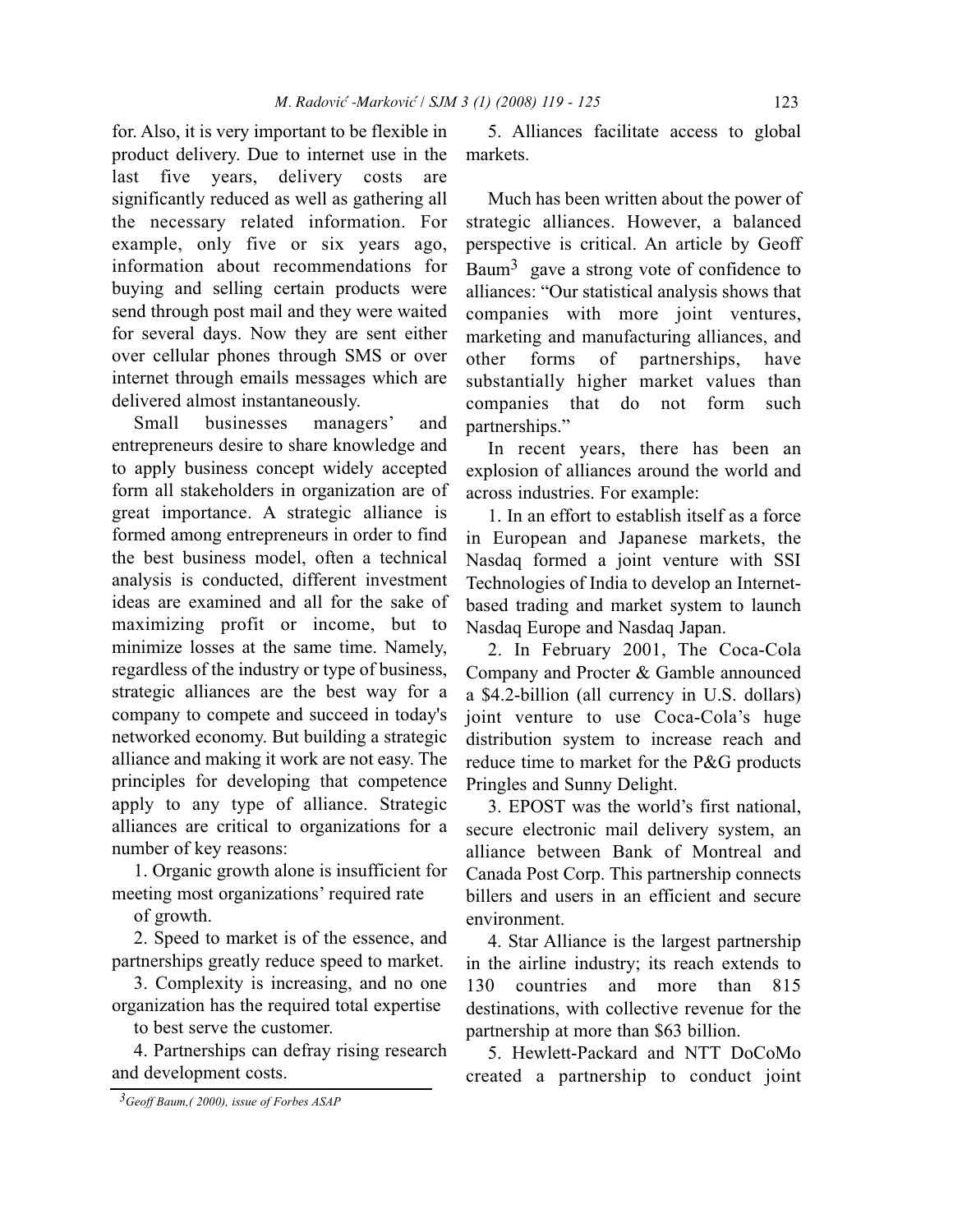for. Also, it is very important to be flexible in product delivery. Due to internet use in the last five years, delivery costs are significantly reduced as well as gathering all the necessary related information. For example, only five or six years ago, information about recommendations for buying and selling certain products were send through post mail and they were waited for several days. Now they are sent either over cellular phones through SMS or over internet through emails messages which are delivered almost instantaneously.

Small businesses managers' and entrepreneurs desire to share knowledge and to apply business concept widely accepted form all stakeholders in organization are of great importance. A strategic alliance is formed among entrepreneurs in order to find the best business model, often a technical analysis is conducted, different investment ideas are examined and all for the sake of maximizing profit or income, but to minimize losses at the same time. Namely, regardless of the industry or type of business, strategic alliances are the best way for a company to compete and succeed in today's networked economy. But building a strategic alliance and making it work are not easy. The principles for developing that competence apply to any type of alliance. Strategic alliances are critical to organizations for a number of key reasons:

1. Organic growth alone is insufficient for meeting most organizations' required rate of growth.
2. Speed to market is of the essence, and partnerships greatly reduce speed to market.
3. Complexity is increasing, and no one organization has the required total expertise to best serve the customer.
4. Partnerships can defray rising research and development costs.
5. Alliances facilitate access to global markets.

Much has been written about the power of strategic alliances. However, a balanced perspective is critical. An article by Geoff Baum[3] gave a strong vote of confidence to alliances: "Our statistical analysis shows that companies with more joint ventures, marketing and manufacturing alliances, and other forms of partnerships, have substantially higher market values than companies that do not form such partnerships."

In recent years, there has been an explosion of alliances around the world and across industries. For example:

1. In an effort to establish itself as a force in European and Japanese markets, the Nasdaq formed a joint venture with SSI Technologies of India to develop an Internet-based trading and market system to launch Nasdaq Europe and Nasdaq Japan.
2. In February 2001, The Coca-Cola Company and Procter & Gamble announced a \$4.2-billion (all currency in U.S. dollars) joint venture to use Coca-Cola's huge distribution system to increase reach and reduce time to market for the P&G products Pringles and Sunny Delight.
3. EPOST was the world's first national, secure electronic mail delivery system, an alliance between Bank of Montreal and Canada Post Corp. This partnership connects billers and users in an efficient and secure environment.
4. Star Alliance is the largest partnership in the airline industry; its reach extends to 130 countries and more than 815 destinations, with collective revenue for the partnership at more than \$63 billion.
5. Hewlett-Packard and NTT DoCoMo created a partnership to conduct joint

[3] *Geoff Baum,( 2000), issue of Forbes ASAP*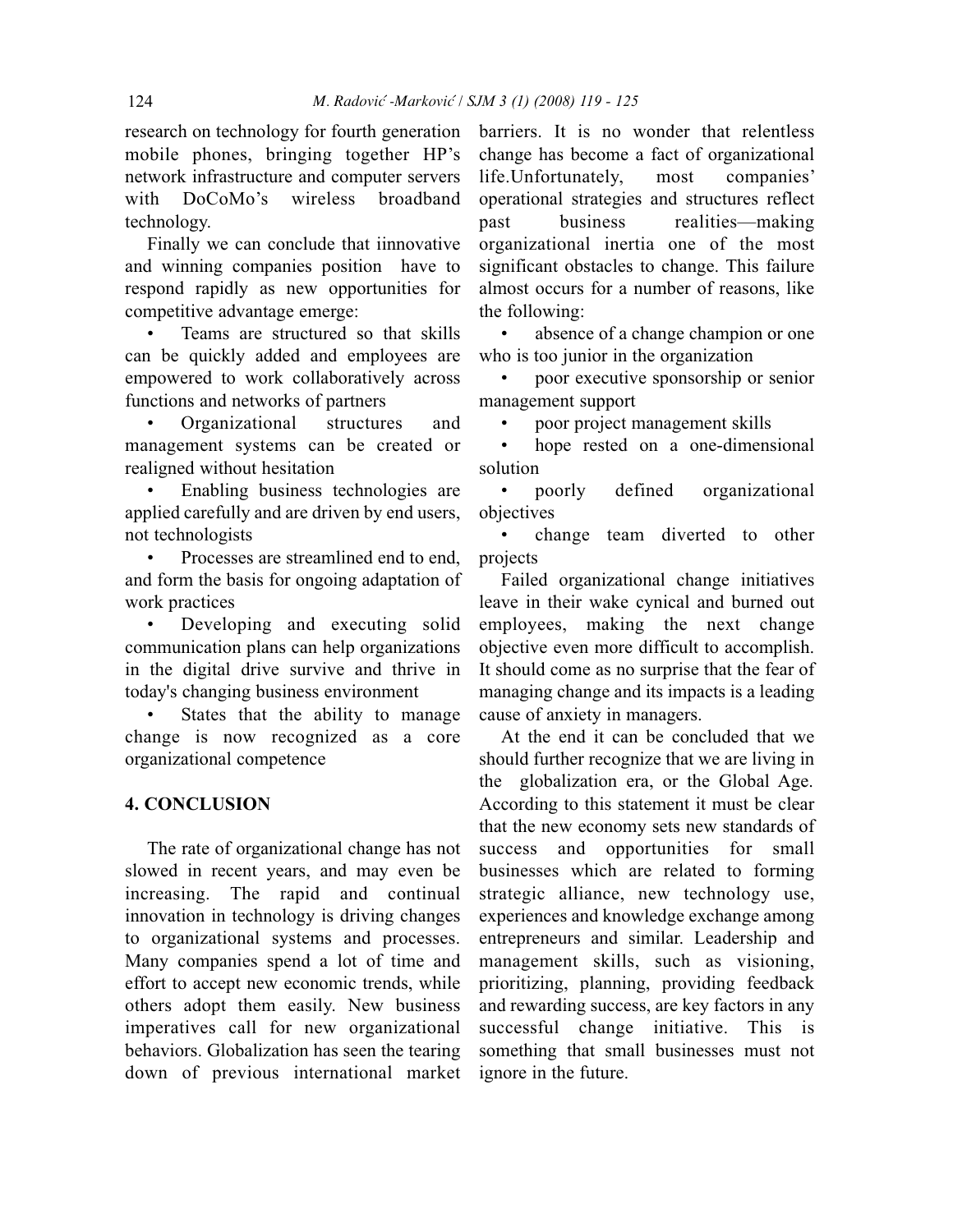research on technology for fourth generation mobile phones, bringing together HP's network infrastructure and computer servers with DoCoMo's wireless broadband technology.

Finally we can conclude that iinnovative and winning companies position have to respond rapidly as new opportunities for competitive advantage emerge:

- Teams are structured so that skills can be quickly added and employees are empowered to work collaboratively across functions and networks of partners
- Organizational structures and management systems can be created or realigned without hesitation
- Enabling business technologies are applied carefully and are driven by end users, not technologists
- Processes are streamlined end to end, and form the basis for ongoing adaptation of work practices
- Developing and executing solid communication plans can help organizations in the digital drive survive and thrive in today's changing business environment
- States that the ability to manage change is now recognized as a core organizational competence

## 4. CONCLUSION

The rate of organizational change has not slowed in recent years, and may even be increasing. The rapid and continual innovation in technology is driving changes to organizational systems and processes. Many companies spend a lot of time and effort to accept new economic trends, while others adopt them easily. New business imperatives call for new organizational behaviors. Globalization has seen the tearing down of previous international market barriers. It is no wonder that relentless change has become a fact of organizational life.Unfortunately, most companies' operational strategies and structures reflect past business realities—making organizational inertia one of the most significant obstacles to change. This failure almost occurs for a number of reasons, like the following:

- absence of a change champion or one who is too junior in the organization
- poor executive sponsorship or senior management support
- poor project management skills
- hope rested on a one-dimensional solution
- poorly defined organizational objectives
- change team diverted to other projects

Failed organizational change initiatives leave in their wake cynical and burned out employees, making the next change objective even more difficult to accomplish. It should come as no surprise that the fear of managing change and its impacts is a leading cause of anxiety in managers.

At the end it can be concluded that we should further recognize that we are living in the globalization era, or the Global Age. According to this statement it must be clear that the new economy sets new standards of success and opportunities for small businesses which are related to forming strategic alliance, new technology use, experiences and knowledge exchange among entrepreneurs and similar. Leadership and management skills, such as visioning, prioritizing, planning, providing feedback and rewarding success, are key factors in any successful change initiative. This is something that small businesses must not ignore in the future.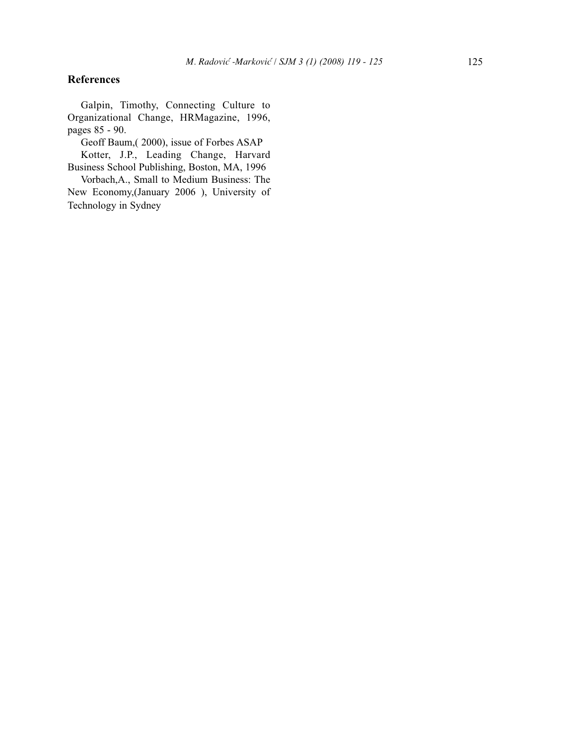## References

Galpin, Timothy, Connecting Culture to Organizational Change, HRMagazine, 1996, pages 85 - 90.

Geoff Baum,( 2000), issue of Forbes ASAP

Kotter, J.P., Leading Change, Harvard Business School Publishing, Boston, MA, 1996

Vorbach,A., Small to Medium Business: The New Economy,(January 2006 ), University of Technology in Sydney